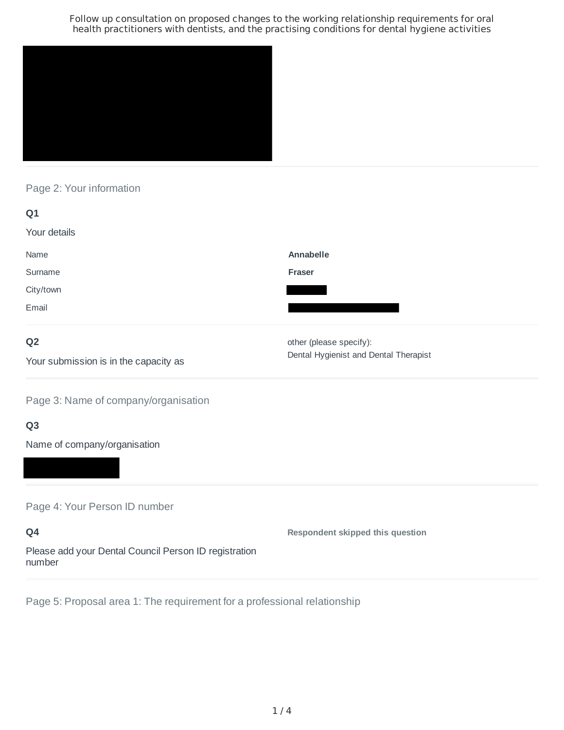Follow up consultation on proposed changes to the working relationship requirements for oral health practitioners with dentists, and the practising conditions for dental hygiene activities

## Page 2: Your information

### Q1

Your details

| | |
|---|---|
| Name | **Annabelle** |
| Surname | **Fraser** |
| City/town | |
| Email | |

### Q2

Your submission is in the capacity as

other (please specify):
Dental Hygienist and Dental Therapist

## Page 3: Name of company/organisation

### Q3

Name of company/organisation

## Page 4: Your Person ID number

### Q4

Please add your Dental Council Person ID registration number

**Respondent skipped this question**

## Page 5: Proposal area 1: The requirement for a professional relationship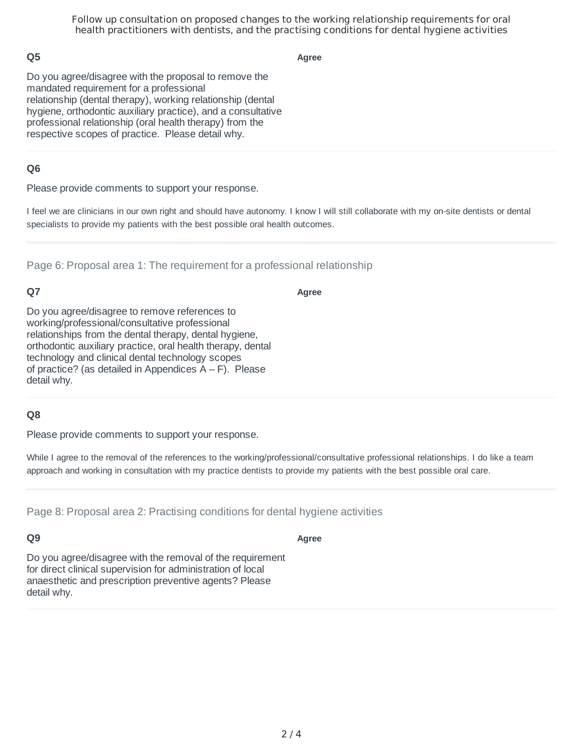## Q5

Do you agree/disagree with the proposal to remove the mandated requirement for a professional relationship (dental therapy), working relationship (dental hygiene, orthodontic auxiliary practice), and a consultative professional relationship (oral health therapy) from the respective scopes of practice. Please detail why.

**Agree**

## Q6

Please provide comments to support your response.

I feel we are clinicians in our own right and should have autonomy. I know I will still collaborate with my on-site dentists or dental specialists to provide my patients with the best possible oral health outcomes.

---

### Page 6: Proposal area 1: The requirement for a professional relationship

## Q7

Do you agree/disagree to remove references to working/professional/consultative professional relationships from the dental therapy, dental hygiene, orthodontic auxiliary practice, oral health therapy, dental technology and clinical dental technology scopes of practice? (as detailed in Appendices A – F). Please detail why.

**Agree**

## Q8

Please provide comments to support your response.

While I agree to the removal of the references to the working/professional/consultative professional relationships. I do like a team approach and working in consultation with my practice dentists to provide my patients with the best possible oral care.

---

### Page 8: Proposal area 2: Practising conditions for dental hygiene activities

## Q9

Do you agree/disagree with the removal of the requirement for direct clinical supervision for administration of local anaesthetic and prescription preventive agents? Please detail why.

**Agree**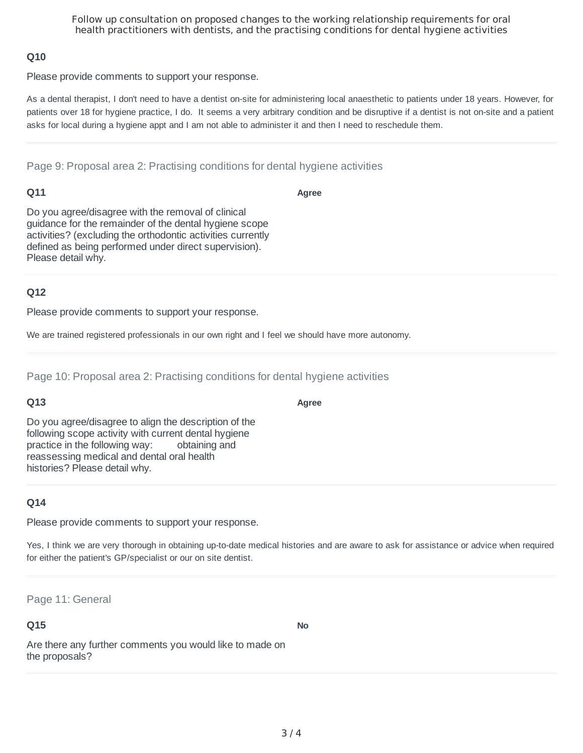### Q10

Please provide comments to support your response.

As a dental therapist, I don't need to have a dentist on-site for administering local anaesthetic to patients under 18 years. However, for patients over 18 for hygiene practice, I do. It seems a very arbitrary condition and be disruptive if a dentist is not on-site and a patient asks for local during a hygiene appt and I am not able to administer it and then I need to reschedule them.

---

## Page 9: Proposal area 2: Practising conditions for dental hygiene activities

### Q11

Do you agree/disagree with the removal of clinical guidance for the remainder of the dental hygiene scope activities? (excluding the orthodontic activities currently defined as being performed under direct supervision). Please detail why.

**Agree**

### Q12

Please provide comments to support your response.

We are trained registered professionals in our own right and I feel we should have more autonomy.

---

## Page 10: Proposal area 2: Practising conditions for dental hygiene activities

### Q13

Do you agree/disagree to align the description of the following scope activity with current dental hygiene practice in the following way: obtaining and reassessing medical and dental oral health histories? Please detail why.

**Agree**

### Q14

Please provide comments to support your response.

Yes, I think we are very thorough in obtaining up-to-date medical histories and are aware to ask for assistance or advice when required for either the patient's GP/specialist or our on site dentist.

---

## Page 11: General

### Q15

Are there any further comments you would like to made on the proposals?

**No**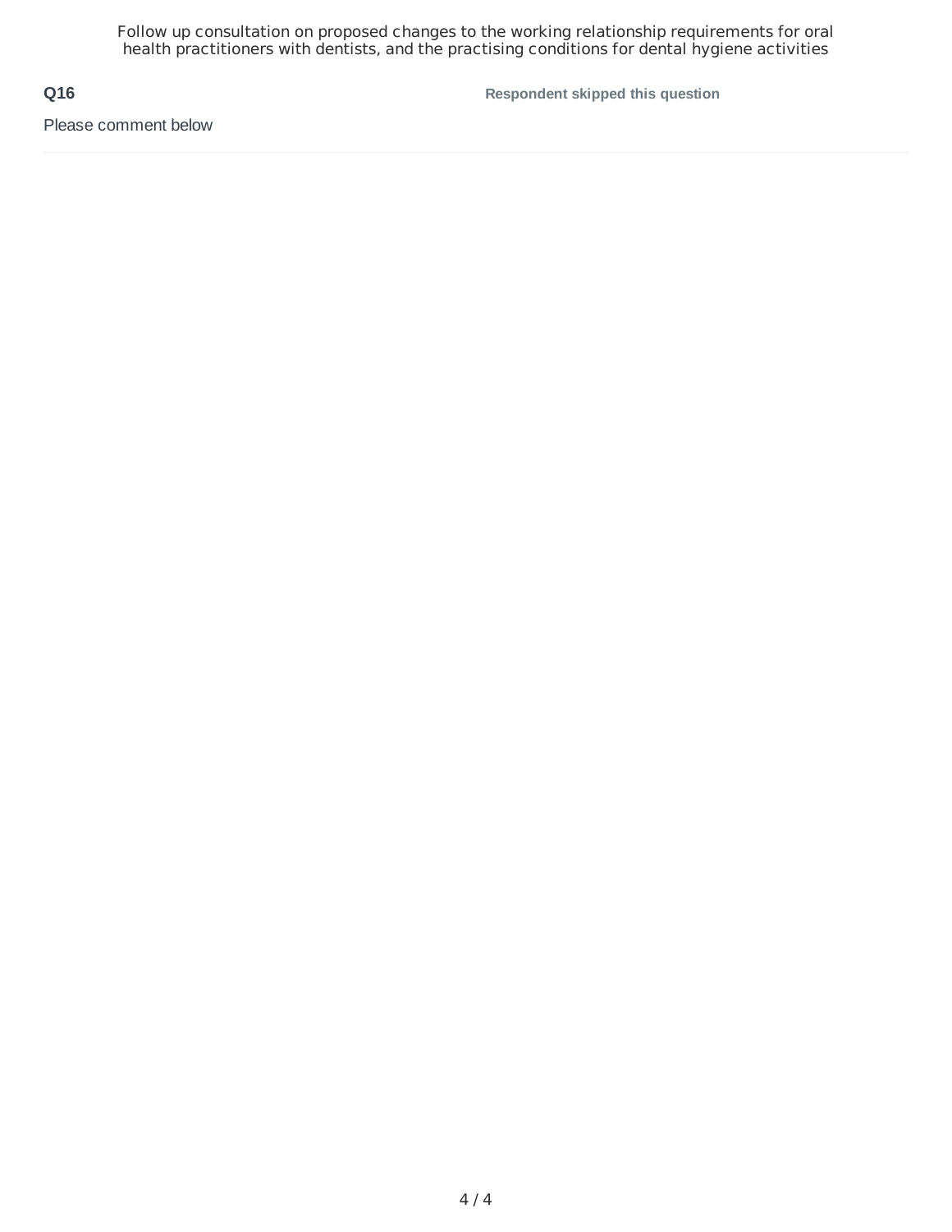**Q16**

Respondent skipped this question

Please comment below